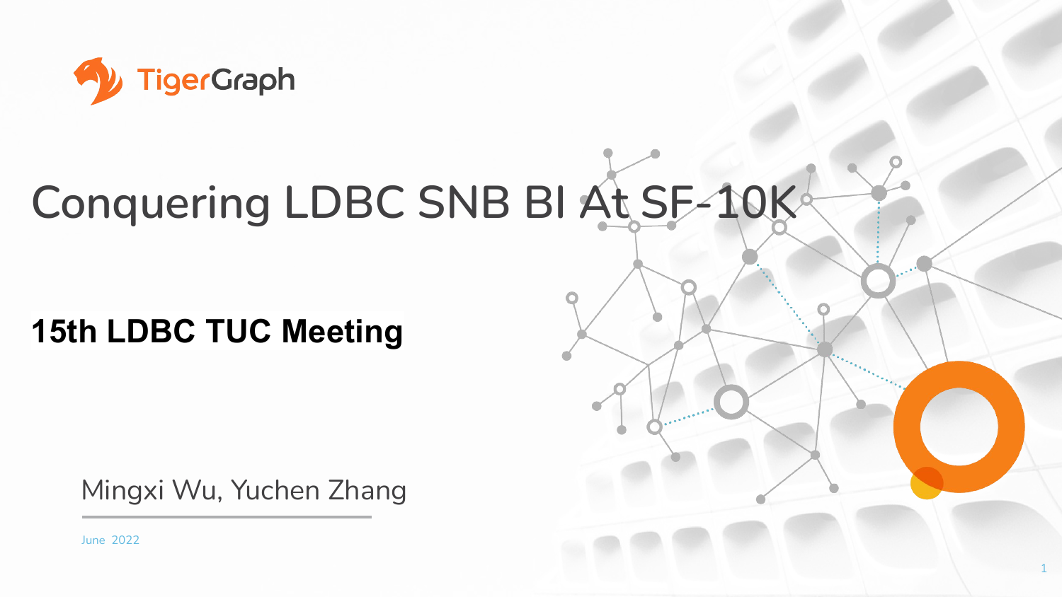TigerGraph

# Conquering LDBC SNB BI At SF-10K

## 15th LDBC TUC Meeting

Mingxi Wu, Yuchen Zhang

June 2022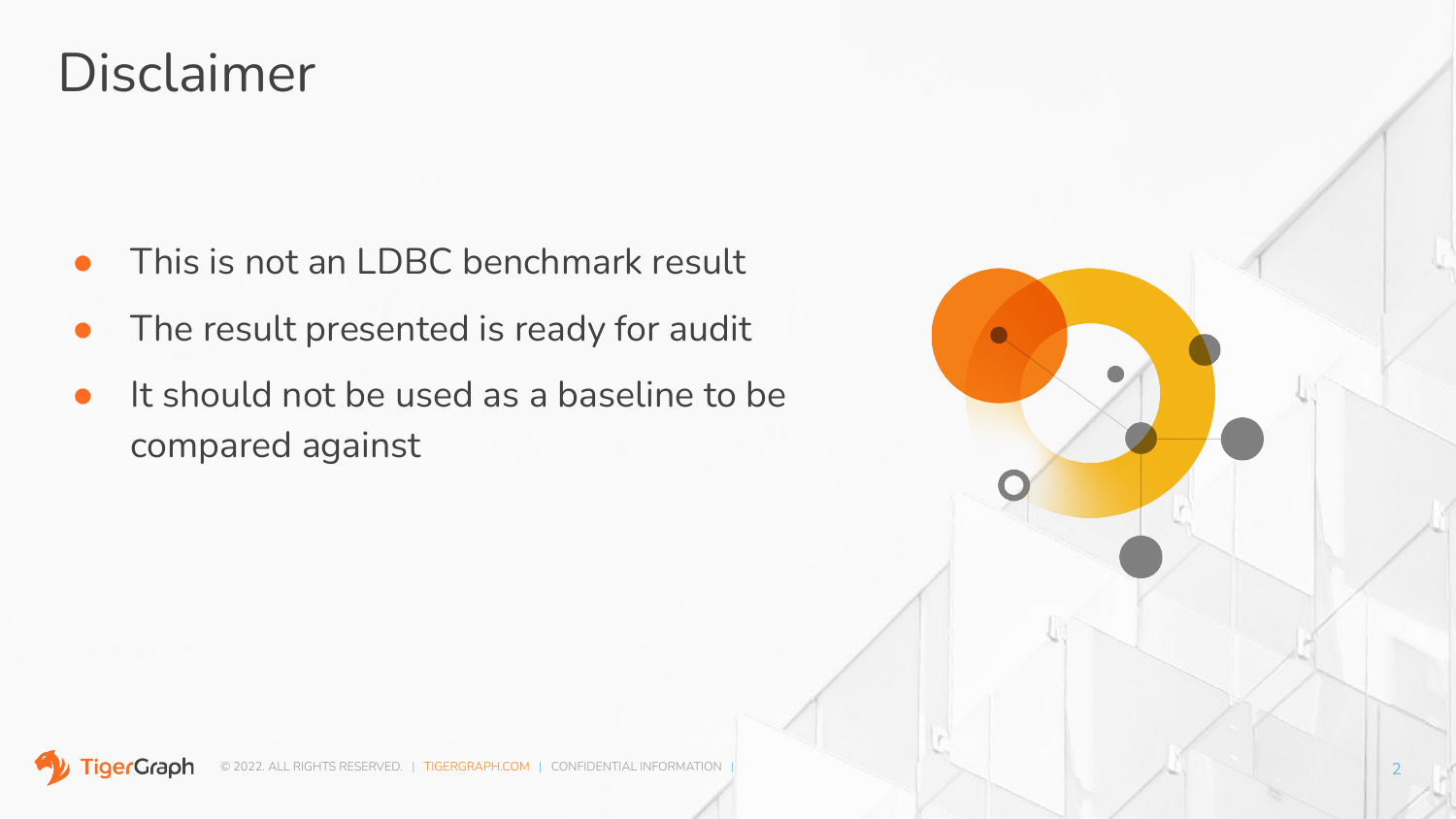# Disclaimer

- This is not an LDBC benchmark result
- The result presented is ready for audit
- It should not be used as a baseline to be compared against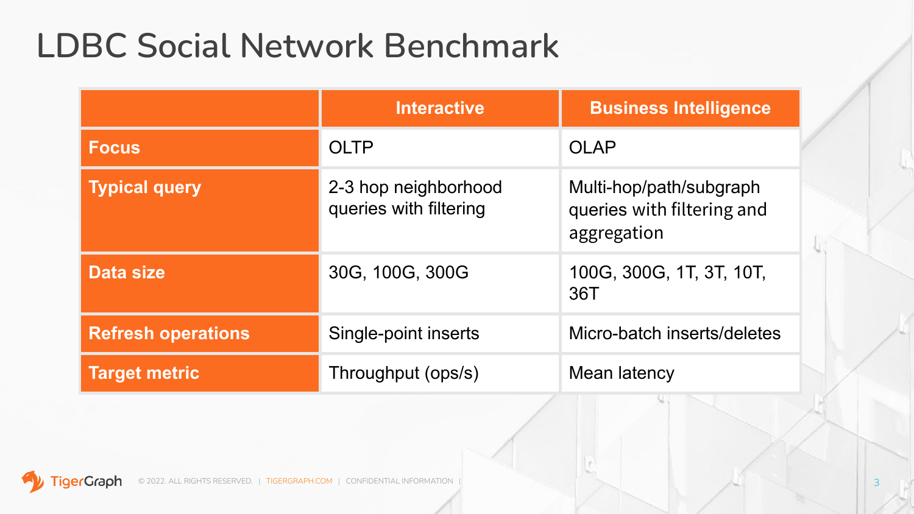# LDBC Social Network Benchmark

| | Interactive | Business Intelligence |
|---|---|---|
| **Focus** | OLTP | OLAP |
| **Typical query** | 2-3 hop neighborhood queries with filtering | Multi-hop/path/subgraph queries with filtering and aggregation |
| **Data size** | 30G, 100G, 300G | 100G, 300G, 1T, 3T, 10T, 36T |
| **Refresh operations** | Single-point inserts | Micro-batch inserts/deletes |
| **Target metric** | Throughput (ops/s) | Mean latency |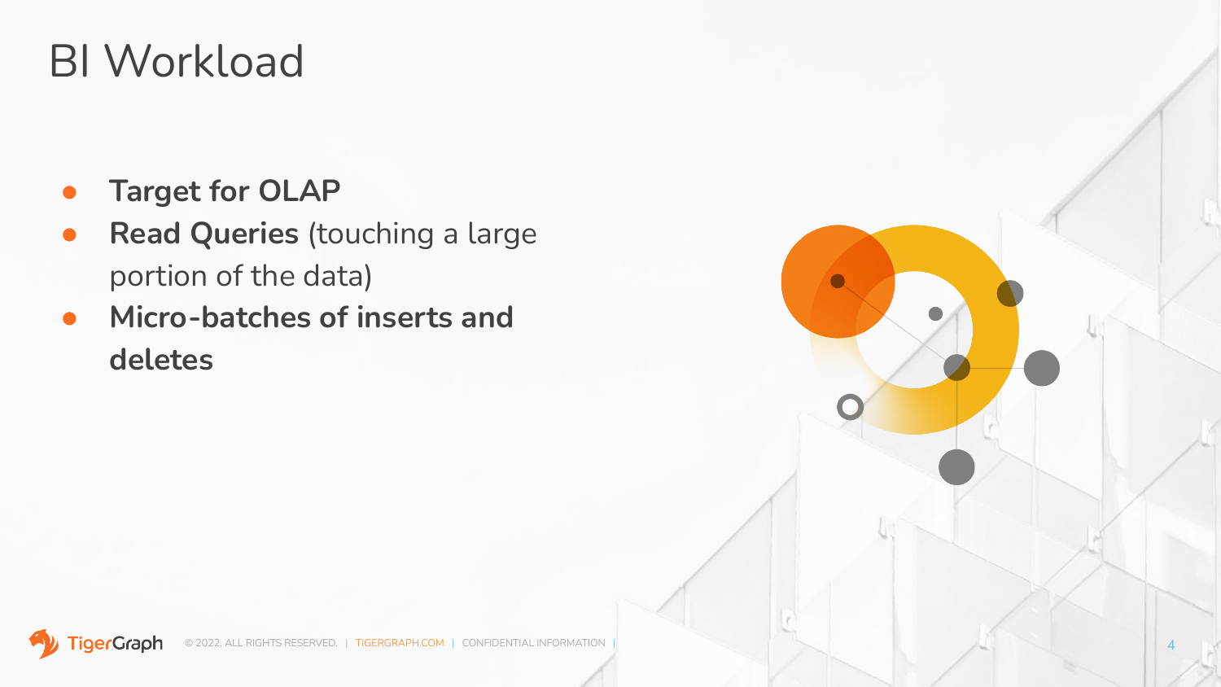# BI Workload

- **Target for OLAP**
- **Read Queries** (touching a large portion of the data)
- **Micro-batches of inserts and deletes**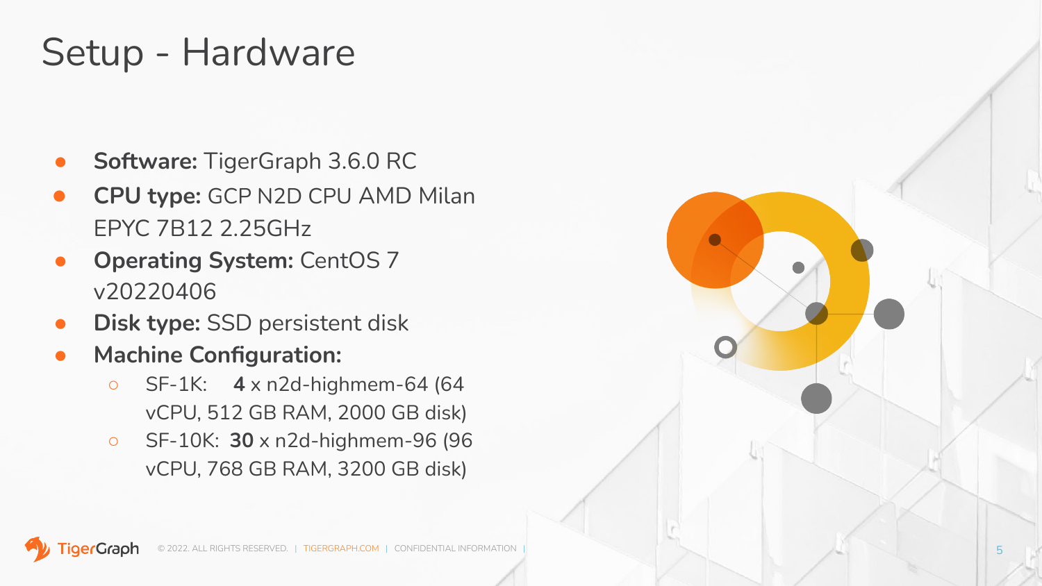# Setup - Hardware

- **Software:** TigerGraph 3.6.0 RC
- **CPU type:** GCP N2D CPU AMD Milan EPYC 7B12 2.25GHz
- **Operating System:** CentOS 7 v20220406
- **Disk type:** SSD persistent disk
- **Machine Configuration:**
  - SF-1K: **4** x n2d-highmem-64 (64 vCPU, 512 GB RAM, 2000 GB disk)
  - SF-10K: **30** x n2d-highmem-96 (96 vCPU, 768 GB RAM, 3200 GB disk)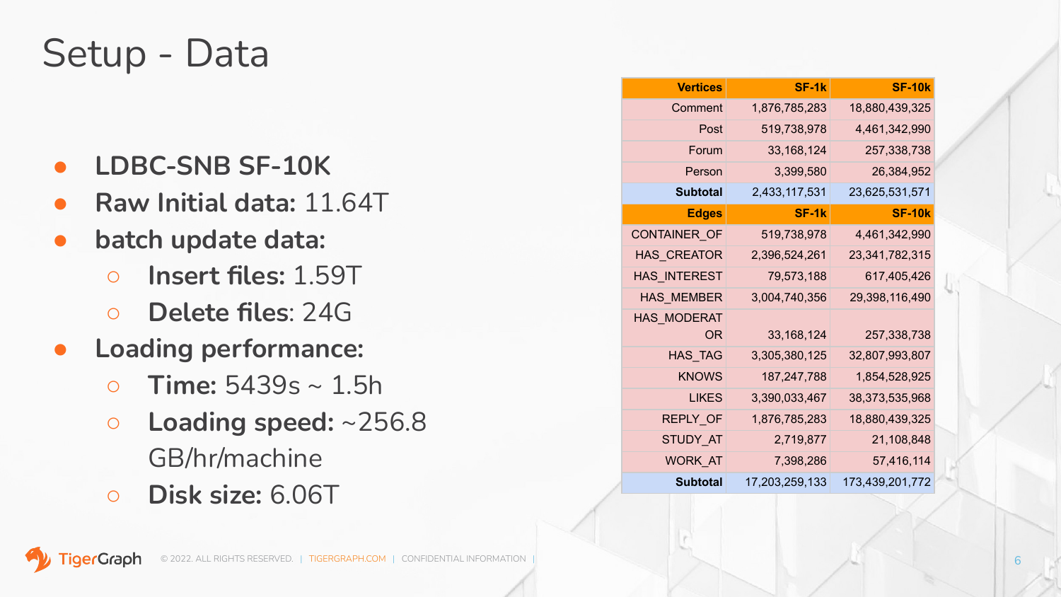# Setup - Data

- **LDBC-SNB SF-10K**
- **Raw Initial data:** 11.64T
- **batch update data:**
  - **Insert files:** 1.59T
  - **Delete files**: 24G
- **Loading performance:**
  - **Time:** 5439s ~ 1.5h
  - **Loading speed:** ~256.8 GB/hr/machine
  - **Disk size:** 6.06T

| Vertices | SF-1k | SF-10k |
|---|---|---|
| Comment | 1,876,785,283 | 18,880,439,325 |
| Post | 519,738,978 | 4,461,342,990 |
| Forum | 33,168,124 | 257,338,738 |
| Person | 3,399,580 | 26,384,952 |
| **Subtotal** | 2,433,117,531 | 23,625,531,571 |
| **Edges** | **SF-1k** | **SF-10k** |
| CONTAINER_OF | 519,738,978 | 4,461,342,990 |
| HAS_CREATOR | 2,396,524,261 | 23,341,782,315 |
| HAS_INTEREST | 79,573,188 | 617,405,426 |
| HAS_MEMBER | 3,004,740,356 | 29,398,116,490 |
| HAS_MODERATOR | 33,168,124 | 257,338,738 |
| HAS_TAG | 3,305,380,125 | 32,807,993,807 |
| KNOWS | 187,247,788 | 1,854,528,925 |
| LIKES | 3,390,033,467 | 38,373,535,968 |
| REPLY_OF | 1,876,785,283 | 18,880,439,325 |
| STUDY_AT | 2,719,877 | 21,108,848 |
| WORK_AT | 7,398,286 | 57,416,114 |
| **Subtotal** | 17,203,259,133 | 173,439,201,772 |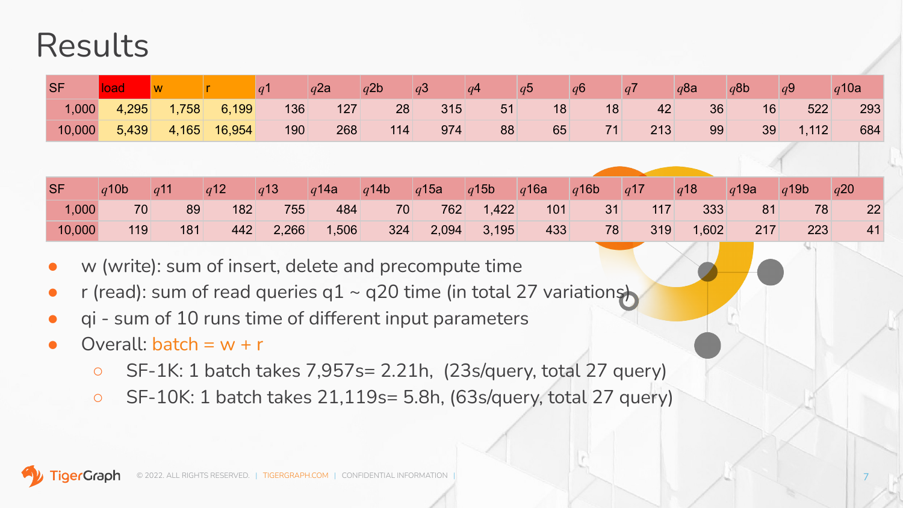# Results

| SF | load | w | r | $q1$ | $q2a$ | $q2b$ | $q3$ | $q4$ | $q5$ | $q6$ | $q7$ | $q8a$ | $q8b$ | $q9$ | $q10a$ |
|---|---|---|---|---|---|---|---|---|---|---|---|---|---|---|---|
| 1,000 | 4,295 | 1,758 | 6,199 | 136 | 127 | 28 | 315 | 51 | 18 | 18 | 42 | 36 | 16 | 522 | 293 |
| 10,000 | 5,439 | 4,165 | 16,954 | 190 | 268 | 114 | 974 | 88 | 65 | 71 | 213 | 99 | 39 | 1,112 | 684 |

| SF | $q10b$ | $q11$ | $q12$ | $q13$ | $q14a$ | $q14b$ | $q15a$ | $q15b$ | $q16a$ | $q16b$ | $q17$ | $q18$ | $q19a$ | $q19b$ | $q20$ |
|---|---|---|---|---|---|---|---|---|---|---|---|---|---|---|---|
| 1,000 | 70 | 89 | 182 | 755 | 484 | 70 | 762 | 1,422 | 101 | 31 | 117 | 333 | 81 | 78 | 22 |
| 10,000 | 119 | 181 | 442 | 2,266 | 1,506 | 324 | 2,094 | 3,195 | 433 | 78 | 319 | 1,602 | 217 | 223 | 41 |

- w (write): sum of insert, delete and precompute time
- r (read): sum of read queries q1 ~ q20 time (in total 27 variations)
- qi - sum of 10 runs time of different input parameters
- Overall: batch = w + r
  - SF-1K: 1 batch takes 7,957s= 2.21h, (23s/query, total 27 query)
  - SF-10K: 1 batch takes 21,119s= 5.8h, (63s/query, total 27 query)

© 2022. ALL RIGHTS RESERVED. | TIGERGRAPH.COM | CONFIDENTIAL INFORMATION |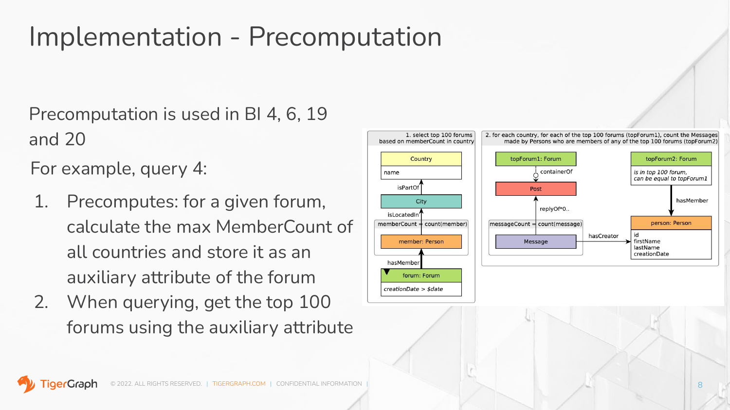# Implementation - Precomputation

Precomputation is used in BI 4, 6, 19 and 20

For example, query 4:

1. Precomputes: for a given forum, calculate the max MemberCount of all countries and store it as an auxiliary attribute of the forum
2. When querying, get the top 100 forums using the auxiliary attribute

1. select top 100 forums based on memberCount in country

Country: name — isPartOf — City — isLocatedIn — memberCount = count(member) — member: Person — hasMember — forum: Forum (creationDate > $date)

2. for each country, for each of the top 100 forums (topForum1), count the Messages made by Persons who are members of any of the top 100 forums (topForum2)

topForum1: Forum — containerOf — Post — replyOf*0.. — messageCount = count(message) — Message — hasCreator — person: Person (id, firstName, lastName, creationDate)

topForum2: Forum (is in top 100 forum, can be equal to topForum1) — hasMember — person: Person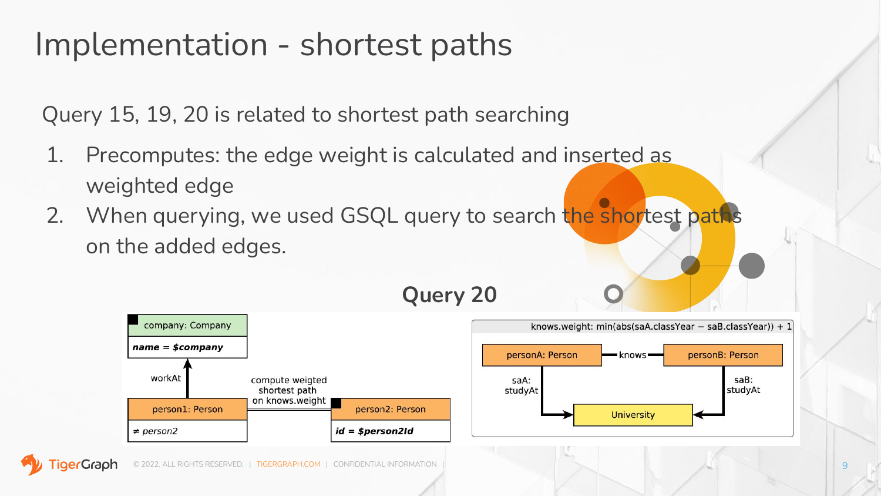# Implementation - shortest paths

Query 15, 19, 20 is related to shortest path searching

1. Precomputes: the edge weight is calculated and inserted as weighted edge
2. When querying, we used GSQL query to search the shortest paths on the added edges.

## Query 20

company: Company

*name = $company*

workAt

person1: Person

*≠ person2*

compute weigted shortest path on knows.weight

person2: Person

*id = $person2Id*

knows.weight: min(abs(saA.classYear − saB.classYear)) + 1

personA: Person — knows — personB: Person

saA: studyAt

saB: studyAt

University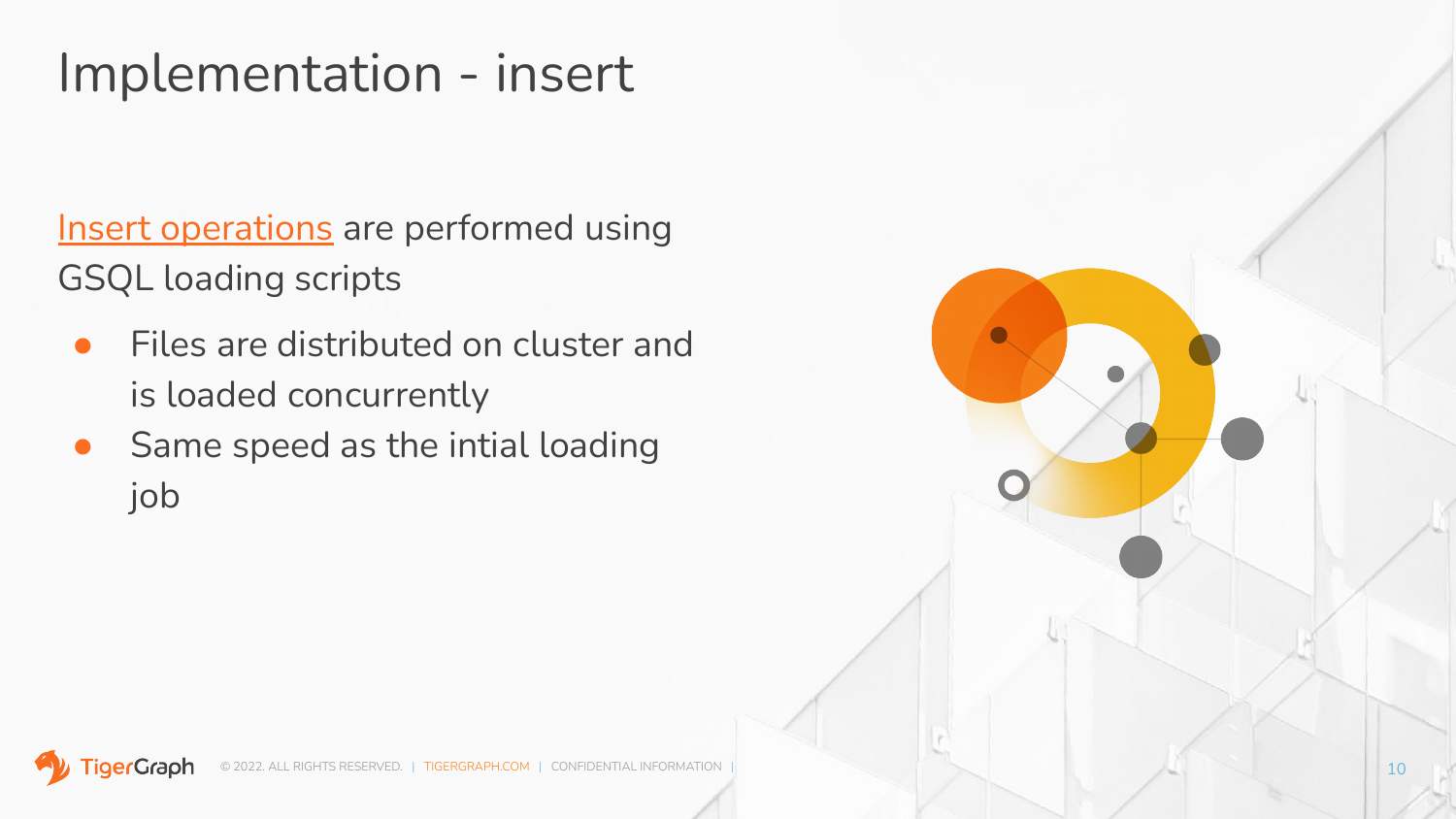# Implementation - insert

Insert operations are performed using GSQL loading scripts

- Files are distributed on cluster and is loaded concurrently
- Same speed as the intial loading job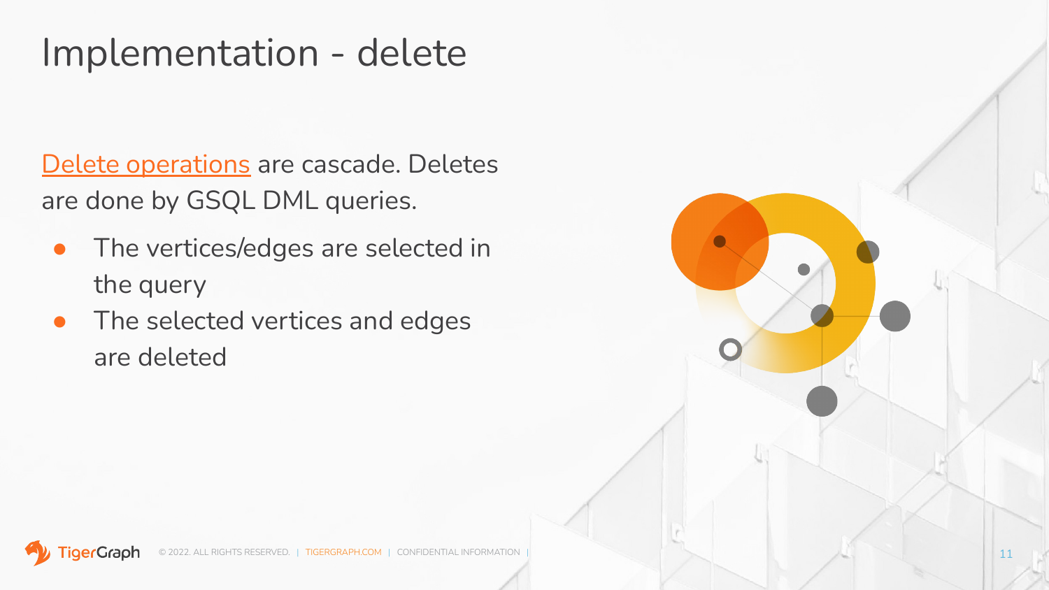# Implementation - delete

Delete operations are cascade. Deletes are done by GSQL DML queries.

- The vertices/edges are selected in the query
- The selected vertices and edges are deleted